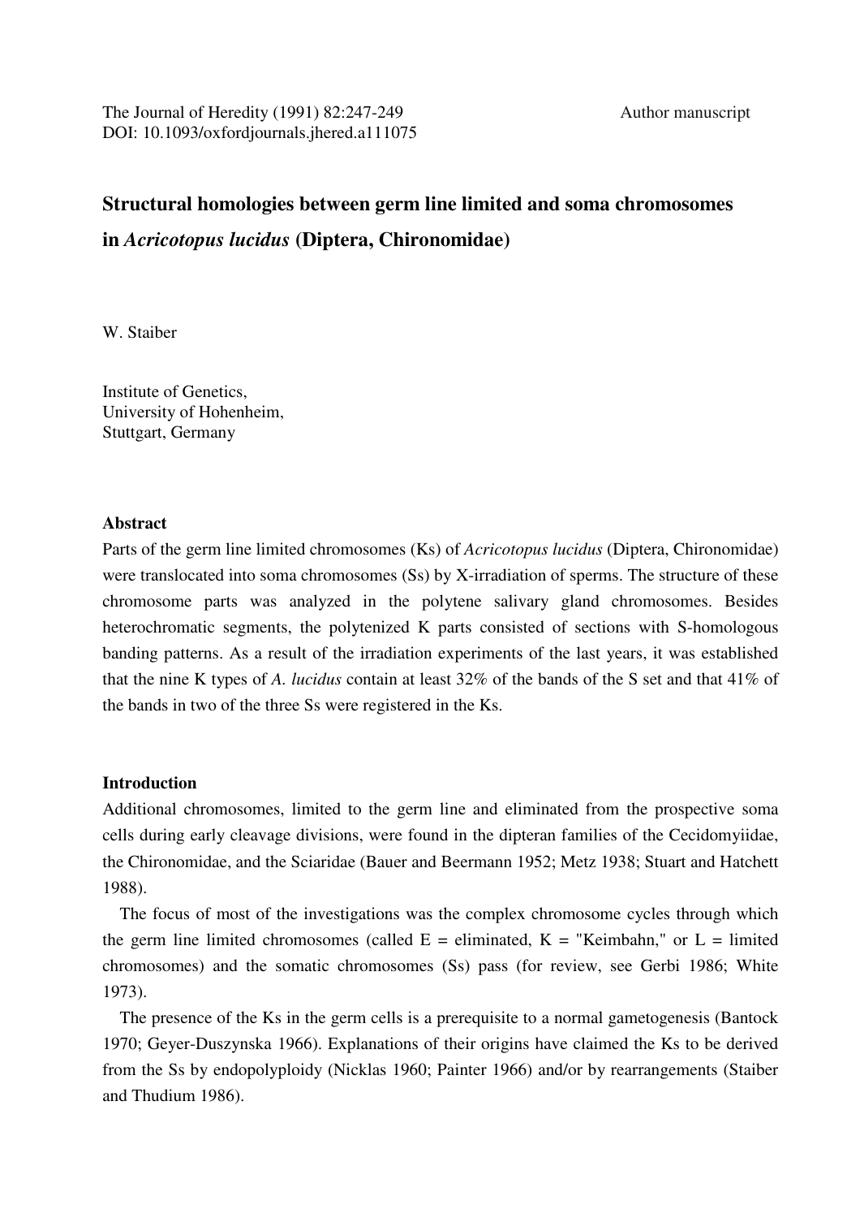The Journal of Heredity (1991) 82:247-249 Author manuscript
DOI: 10.1093/oxfordjournals.jhered.a111075

# Structural homologies between germ line limited and soma chromosomes in *Acricotopus lucidus* (Diptera, Chironomidae)

W. Staiber

Institute of Genetics,
University of Hohenheim,
Stuttgart, Germany

### Abstract

Parts of the germ line limited chromosomes (Ks) of *Acricotopus lucidus* (Diptera, Chironomidae) were translocated into soma chromosomes (Ss) by X-irradiation of sperms. The structure of these chromosome parts was analyzed in the polytene salivary gland chromosomes. Besides heterochromatic segments, the polytenized K parts consisted of sections with S-homologous banding patterns. As a result of the irradiation experiments of the last years, it was established that the nine K types of *A. lucidus* contain at least 32% of the bands of the S set and that 41% of the bands in two of the three Ss were registered in the Ks.

### Introduction

Additional chromosomes, limited to the germ line and eliminated from the prospective soma cells during early cleavage divisions, were found in the dipteran families of the Cecidomyiidae, the Chironomidae, and the Sciaridae (Bauer and Beermann 1952; Metz 1938; Stuart and Hatchett 1988).

The focus of most of the investigations was the complex chromosome cycles through which the germ line limited chromosomes (called E = eliminated, K = "Keimbahn," or L = limited chromosomes) and the somatic chromosomes (Ss) pass (for review, see Gerbi 1986; White 1973).

The presence of the Ks in the germ cells is a prerequisite to a normal gametogenesis (Bantock 1970; Geyer-Duszynska 1966). Explanations of their origins have claimed the Ks to be derived from the Ss by endopolyploidy (Nicklas 1960; Painter 1966) and/or by rearrangements (Staiber and Thudium 1986).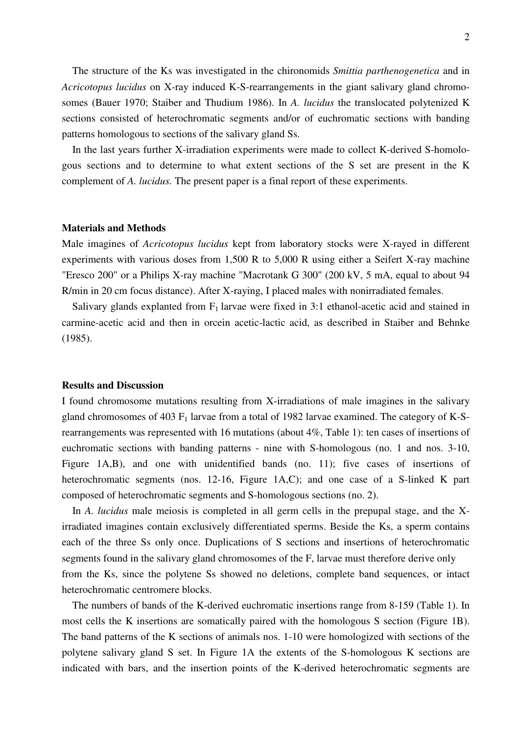The structure of the Ks was investigated in the chironomids *Smittia parthenogenetica* and in *Acricotopus lucidus* on X-ray induced K-S-rearrangements in the giant salivary gland chromosomes (Bauer 1970; Staiber and Thudium 1986). In *A. lucidus* the translocated polytenized K sections consisted of heterochromatic segments and/or of euchromatic sections with banding patterns homologous to sections of the salivary gland Ss.

In the last years further X-irradiation experiments were made to collect K-derived S-homologous sections and to determine to what extent sections of the S set are present in the K complement of *A. lucidus.* The present paper is a final report of these experiments.

## Materials and Methods

Male imagines of *Acricotopus lucidus* kept from laboratory stocks were X-rayed in different experiments with various doses from 1,500 R to 5,000 R using either a Seifert X-ray machine "Eresco 200" or a Philips X-ray machine "Macrotank G 300" (200 kV, 5 mA, equal to about 94 R/min in 20 cm focus distance). After X-raying, I placed males with nonirradiated females.

Salivary glands explanted from $F_1$ larvae were fixed in 3:1 ethanol-acetic acid and stained in carmine-acetic acid and then in orcein acetic-lactic acid, as described in Staiber and Behnke (1985).

## Results and Discussion

I found chromosome mutations resulting from X-irradiations of male imagines in the salivary gland chromosomes of 403 $F_1$ larvae from a total of 1982 larvae examined. The category of K-S-rearrangements was represented with 16 mutations (about 4%, Table 1): ten cases of insertions of euchromatic sections with banding patterns - nine with S-homologous (no. 1 and nos. 3-10, Figure 1A,B), and one with unidentified bands (no. 11); five cases of insertions of heterochromatic segments (nos. 12-16, Figure 1A,C); and one case of a S-linked K part composed of heterochromatic segments and S-homologous sections (no. 2).

In *A. lucidus* male meiosis is completed in all germ cells in the prepupal stage, and the X-irradiated imagines contain exclusively differentiated sperms. Beside the Ks, a sperm contains each of the three Ss only once. Duplications of S sections and insertions of heterochromatic segments found in the salivary gland chromosomes of the F, larvae must therefore derive only from the Ks, since the polytene Ss showed no deletions, complete band sequences, or intact heterochromatic centromere blocks.

The numbers of bands of the K-derived euchromatic insertions range from 8-159 (Table 1). In most cells the K insertions are somatically paired with the homologous S section (Figure 1B). The band patterns of the K sections of animals nos. 1-10 were homologized with sections of the polytene salivary gland S set. In Figure 1A the extents of the S-homologous K sections are indicated with bars, and the insertion points of the K-derived heterochromatic segments are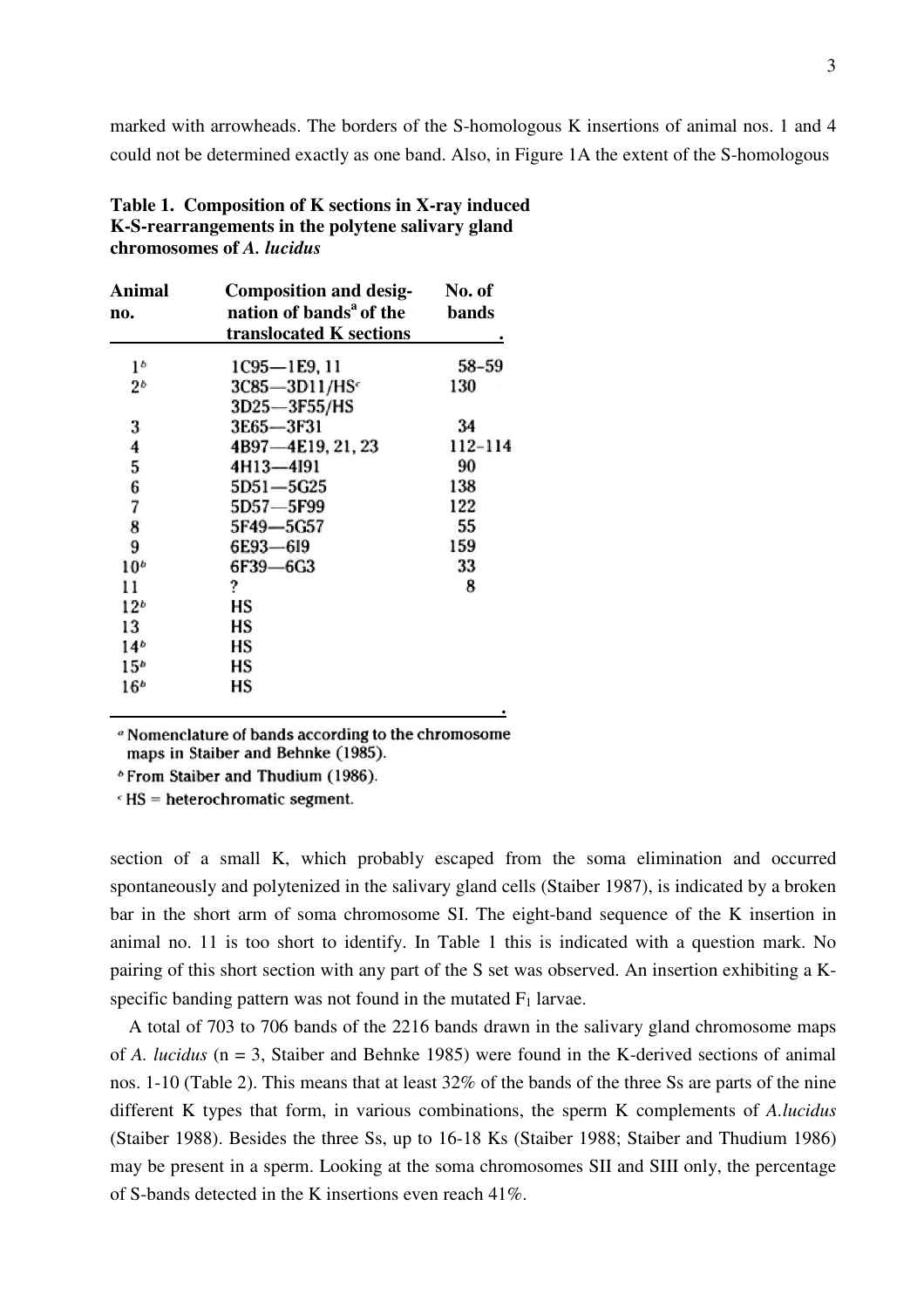marked with arrowheads. The borders of the S-homologous K insertions of animal nos. 1 and 4 could not be determined exactly as one band. Also, in Figure 1A the extent of the S-homologous

**Table 1. Composition of K sections in X-ray induced K-S-rearrangements in the polytene salivary gland chromosomes of *A. lucidus***

| Animal no. | Composition and designation of bands[a] of the translocated K sections | No. of bands |
|---|---|---|
| 1[b] | 1C95—1E9, 11 | 58–59 |
| 2[b] | 3C85—3D11/HS[c] 3D25—3F55/HS | 130 |
| 3 | 3E65—3F31 | 34 |
| 4 | 4B97—4E19, 21, 23 | 112–114 |
| 5 | 4H13—4I91 | 90 |
| 6 | 5D51—5G25 | 138 |
| 7 | 5D57—5F99 | 122 |
| 8 | 5F49—5G57 | 55 |
| 9 | 6E93—6I9 | 159 |
| 10[b] | 6F39—6G3 | 33 |
| 11 | ? | 8 |
| 12[b] | HS | |
| 13 | HS | |
| 14[b] | HS | |
| 15[b] | HS | |
| 16[b] | HS | |

[a] Nomenclature of bands according to the chromosome maps in Staiber and Behnke (1985).

[b] From Staiber and Thudium (1986).

[c] HS = heterochromatic segment.

section of a small K, which probably escaped from the soma elimination and occurred spontaneously and polytenized in the salivary gland cells (Staiber 1987), is indicated by a broken bar in the short arm of soma chromosome SI. The eight-band sequence of the K insertion in animal no. 11 is too short to identify. In Table 1 this is indicated with a question mark. No pairing of this short section with any part of the S set was observed. An insertion exhibiting a K-specific banding pattern was not found in the mutated $F_1$ larvae.

A total of 703 to 706 bands of the 2216 bands drawn in the salivary gland chromosome maps of *A. lucidus* (n = 3, Staiber and Behnke 1985) were found in the K-derived sections of animal nos. 1-10 (Table 2). This means that at least 32% of the bands of the three Ss are parts of the nine different K types that form, in various combinations, the sperm K complements of *A.lucidus* (Staiber 1988). Besides the three Ss, up to 16-18 Ks (Staiber 1988; Staiber and Thudium 1986) may be present in a sperm. Looking at the soma chromosomes SII and SIII only, the percentage of S-bands detected in the K insertions even reach 41%.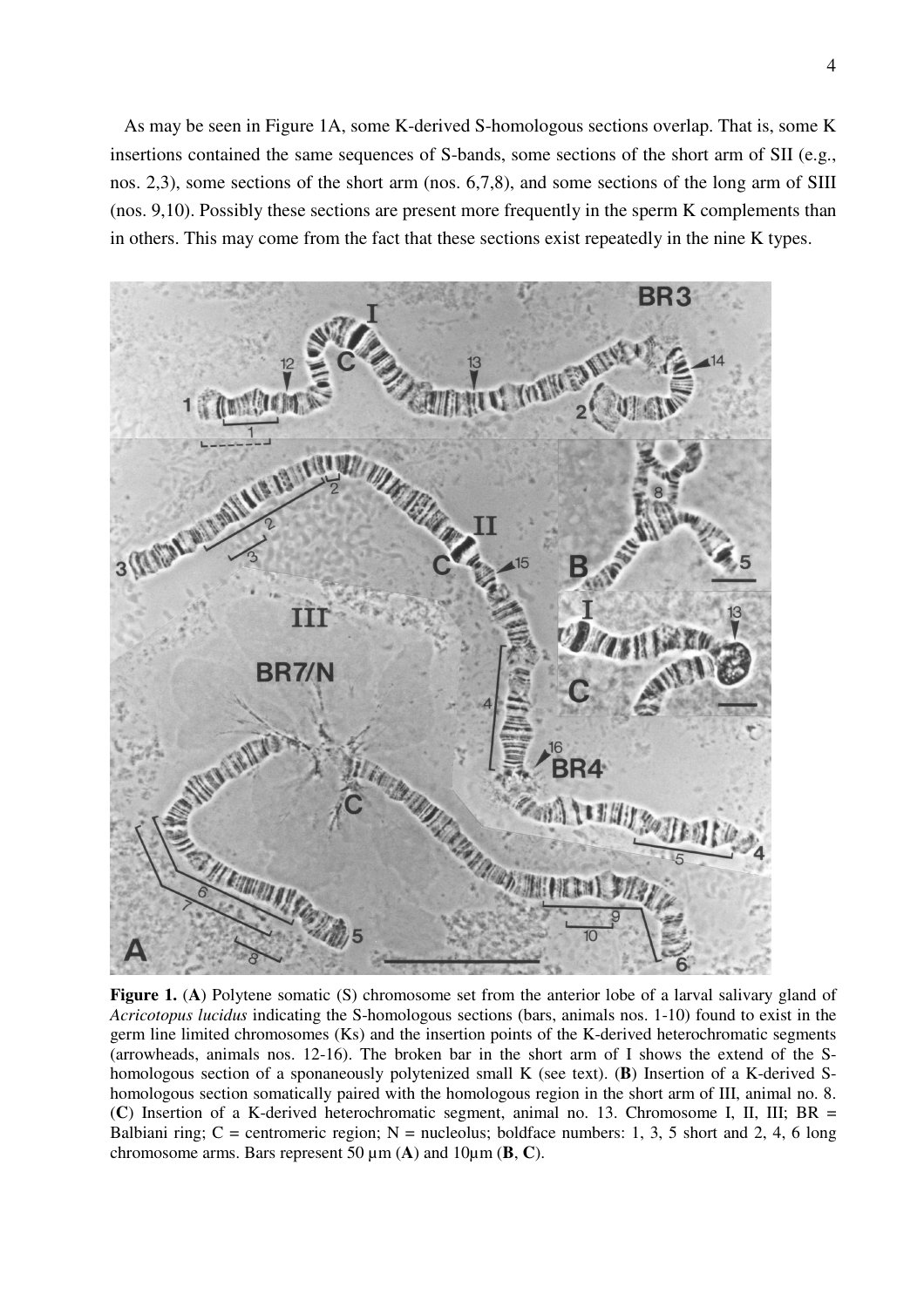As may be seen in Figure 1A, some K-derived S-homologous sections overlap. That is, some K insertions contained the same sequences of S-bands, some sections of the short arm of SII (e.g., nos. 2,3), some sections of the short arm (nos. 6,7,8), and some sections of the long arm of SIII (nos. 9,10). Possibly these sections are present more frequently in the sperm K complements than in others. This may come from the fact that these sections exist repeatedly in the nine K types.

**Figure 1.** (**A**) Polytene somatic (S) chromosome set from the anterior lobe of a larval salivary gland of *Acricotopus lucidus* indicating the S-homologous sections (bars, animals nos. 1-10) found to exist in the germ line limited chromosomes (Ks) and the insertion points of the K-derived heterochromatic segments (arrowheads, animals nos. 12-16). The broken bar in the short arm of I shows the extend of the S-homologous section of a sponaneously polytenized small K (see text). (**B**) Insertion of a K-derived S-homologous section somatically paired with the homologous region in the short arm of III, animal no. 8. (**C**) Insertion of a K-derived heterochromatic segment, animal no. 13. Chromosome I, II, III; BR = Balbiani ring; C = centromeric region; N = nucleolus; boldface numbers: 1, 3, 5 short and 2, 4, 6 long chromosome arms. Bars represent 50 µm (**A**) and 10µm (**B**, **C**).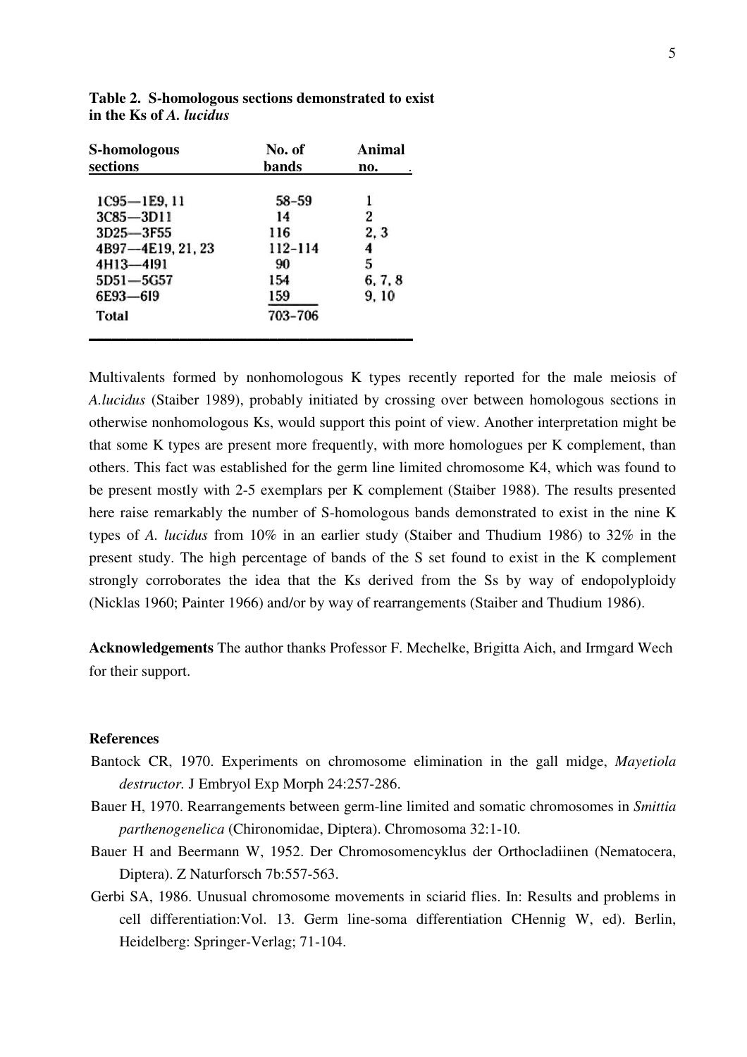**Table 2. S-homologous sections demonstrated to exist in the Ks of *A. lucidus***

| S-homologous sections | No. of bands | Animal no. |
|---|---|---|
| 1C95—1E9, 11 | 58–59 | 1 |
| 3C85—3D11 | 14 | 2 |
| 3D25—3F55 | 116 | 2, 3 |
| 4B97—4E19, 21, 23 | 112–114 | 4 |
| 4H13—4I91 | 90 | 5 |
| 5D51—5G57 | 154 | 6, 7, 8 |
| 6E93—6I9 | 159 | 9, 10 |
| Total | 703–706 | |

Multivalents formed by nonhomologous K types recently reported for the male meiosis of *A.lucidus* (Staiber 1989), probably initiated by crossing over between homologous sections in otherwise nonhomologous Ks, would support this point of view. Another interpretation might be that some K types are present more frequently, with more homologues per K complement, than others. This fact was established for the germ line limited chromosome K4, which was found to be present mostly with 2-5 exemplars per K complement (Staiber 1988). The results presented here raise remarkably the number of S-homologous bands demonstrated to exist in the nine K types of *A. lucidus* from 10% in an earlier study (Staiber and Thudium 1986) to 32% in the present study. The high percentage of bands of the S set found to exist in the K complement strongly corroborates the idea that the Ks derived from the Ss by way of endopolyploidy (Nicklas 1960; Painter 1966) and/or by way of rearrangements (Staiber and Thudium 1986).

**Acknowledgements** The author thanks Professor F. Mechelke, Brigitta Aich, and Irmgard Wech for their support.

## References

Bantock CR, 1970. Experiments on chromosome elimination in the gall midge, *Mayetiola destructor.* J Embryol Exp Morph 24:257-286.

Bauer H, 1970. Rearrangements between germ-line limited and somatic chromosomes in *Smittia parthenogenelica* (Chironomidae, Diptera). Chromosoma 32:1-10.

Bauer H and Beermann W, 1952. Der Chromosomencyklus der Orthocladiinen (Nematocera, Diptera). Z Naturforsch 7b:557-563.

Gerbi SA, 1986. Unusual chromosome movements in sciarid flies. In: Results and problems in cell differentiation:Vol. 13. Germ line-soma differentiation CHennig W, ed). Berlin, Heidelberg: Springer-Verlag; 71-104.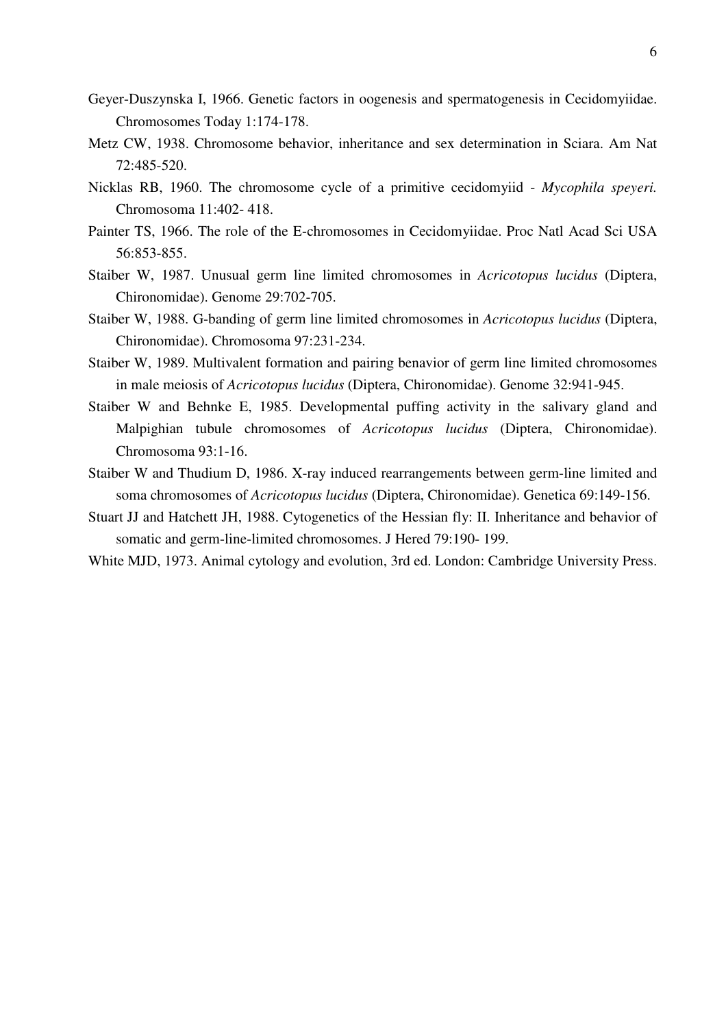Geyer-Duszynska I, 1966. Genetic factors in oogenesis and spermatogenesis in Cecidomyiidae. Chromosomes Today 1:174-178.

Metz CW, 1938. Chromosome behavior, inheritance and sex determination in Sciara. Am Nat 72:485-520.

Nicklas RB, 1960. The chromosome cycle of a primitive cecidomyiid - *Mycophila speyeri.* Chromosoma 11:402- 418.

Painter TS, 1966. The role of the E-chromosomes in Cecidomyiidae. Proc Natl Acad Sci USA 56:853-855.

Staiber W, 1987. Unusual germ line limited chromosomes in *Acricotopus lucidus* (Diptera, Chironomidae). Genome 29:702-705.

Staiber W, 1988. G-banding of germ line limited chromosomes in *Acricotopus lucidus* (Diptera, Chironomidae). Chromosoma 97:231-234.

Staiber W, 1989. Multivalent formation and pairing benavior of germ line limited chromosomes in male meiosis of *Acricotopus lucidus* (Diptera, Chironomidae). Genome 32:941-945.

Staiber W and Behnke E, 1985. Developmental puffing activity in the salivary gland and Malpighian tubule chromosomes of *Acricotopus lucidus* (Diptera, Chironomidae). Chromosoma 93:1-16.

Staiber W and Thudium D, 1986. X-ray induced rearrangements between germ-line limited and soma chromosomes of *Acricotopus lucidus* (Diptera, Chironomidae). Genetica 69:149-156.

Stuart JJ and Hatchett JH, 1988. Cytogenetics of the Hessian fly: II. Inheritance and behavior of somatic and germ-line-limited chromosomes. J Hered 79:190- 199.

White MJD, 1973. Animal cytology and evolution, 3rd ed. London: Cambridge University Press.